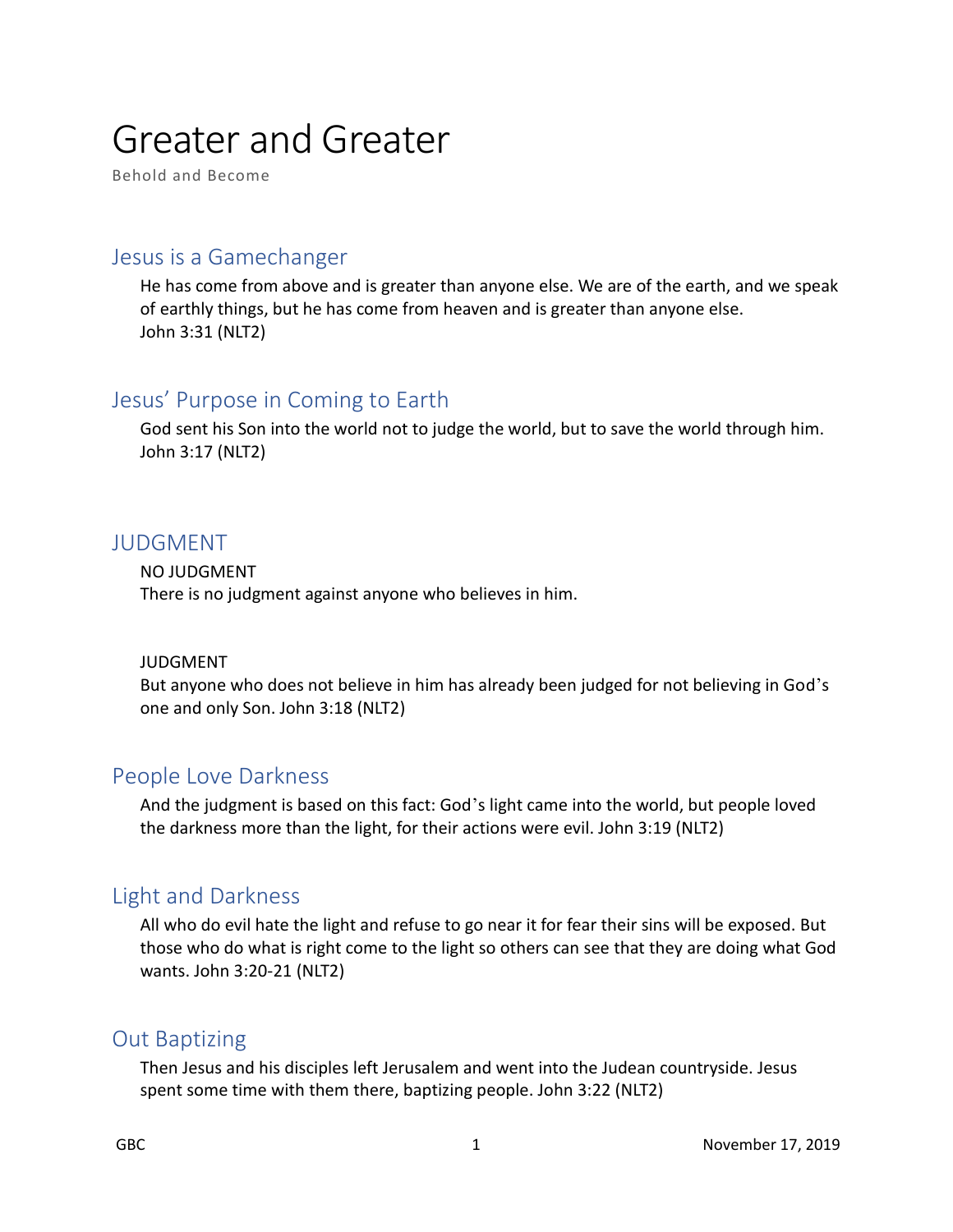# Greater and Greater

Behold and Become

## Jesus is a Gamechanger

He has come from above and is greater than anyone else. We are of the earth, and we speak of earthly things, but he has come from heaven and is greater than anyone else.
John 3:31 (NLT2)

## Jesus' Purpose in Coming to Earth

God sent his Son into the world not to judge the world, but to save the world through him.
John 3:17 (NLT2)

## JUDGMENT

NO JUDGMENT
There is no judgment against anyone who believes in him.

JUDGMENT
But anyone who does not believe in him has already been judged for not believing in God's one and only Son. John 3:18 (NLT2)

## People Love Darkness

And the judgment is based on this fact: God's light came into the world, but people loved the darkness more than the light, for their actions were evil. John 3:19 (NLT2)

## Light and Darkness

All who do evil hate the light and refuse to go near it for fear their sins will be exposed. But those who do what is right come to the light so others can see that they are doing what God wants. John 3:20-21 (NLT2)

## Out Baptizing

Then Jesus and his disciples left Jerusalem and went into the Judean countryside. Jesus spent some time with them there, baptizing people. John 3:22 (NLT2)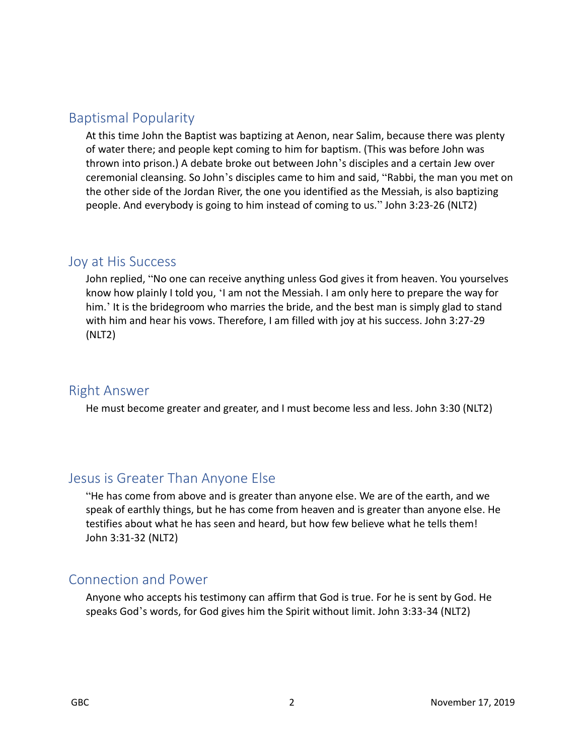## Baptismal Popularity

At this time John the Baptist was baptizing at Aenon, near Salim, because there was plenty of water there; and people kept coming to him for baptism. (This was before John was thrown into prison.) A debate broke out between John's disciples and a certain Jew over ceremonial cleansing. So John's disciples came to him and said, "Rabbi, the man you met on the other side of the Jordan River, the one you identified as the Messiah, is also baptizing people. And everybody is going to him instead of coming to us." John 3:23-26 (NLT2)

## Joy at His Success

John replied, "No one can receive anything unless God gives it from heaven. You yourselves know how plainly I told you, 'I am not the Messiah. I am only here to prepare the way for him.' It is the bridegroom who marries the bride, and the best man is simply glad to stand with him and hear his vows. Therefore, I am filled with joy at his success. John 3:27-29 (NLT2)

## Right Answer

He must become greater and greater, and I must become less and less. John 3:30 (NLT2)

## Jesus is Greater Than Anyone Else

"He has come from above and is greater than anyone else. We are of the earth, and we speak of earthly things, but he has come from heaven and is greater than anyone else. He testifies about what he has seen and heard, but how few believe what he tells them! John 3:31-32 (NLT2)

## Connection and Power

Anyone who accepts his testimony can affirm that God is true. For he is sent by God. He speaks God's words, for God gives him the Spirit without limit. John 3:33-34 (NLT2)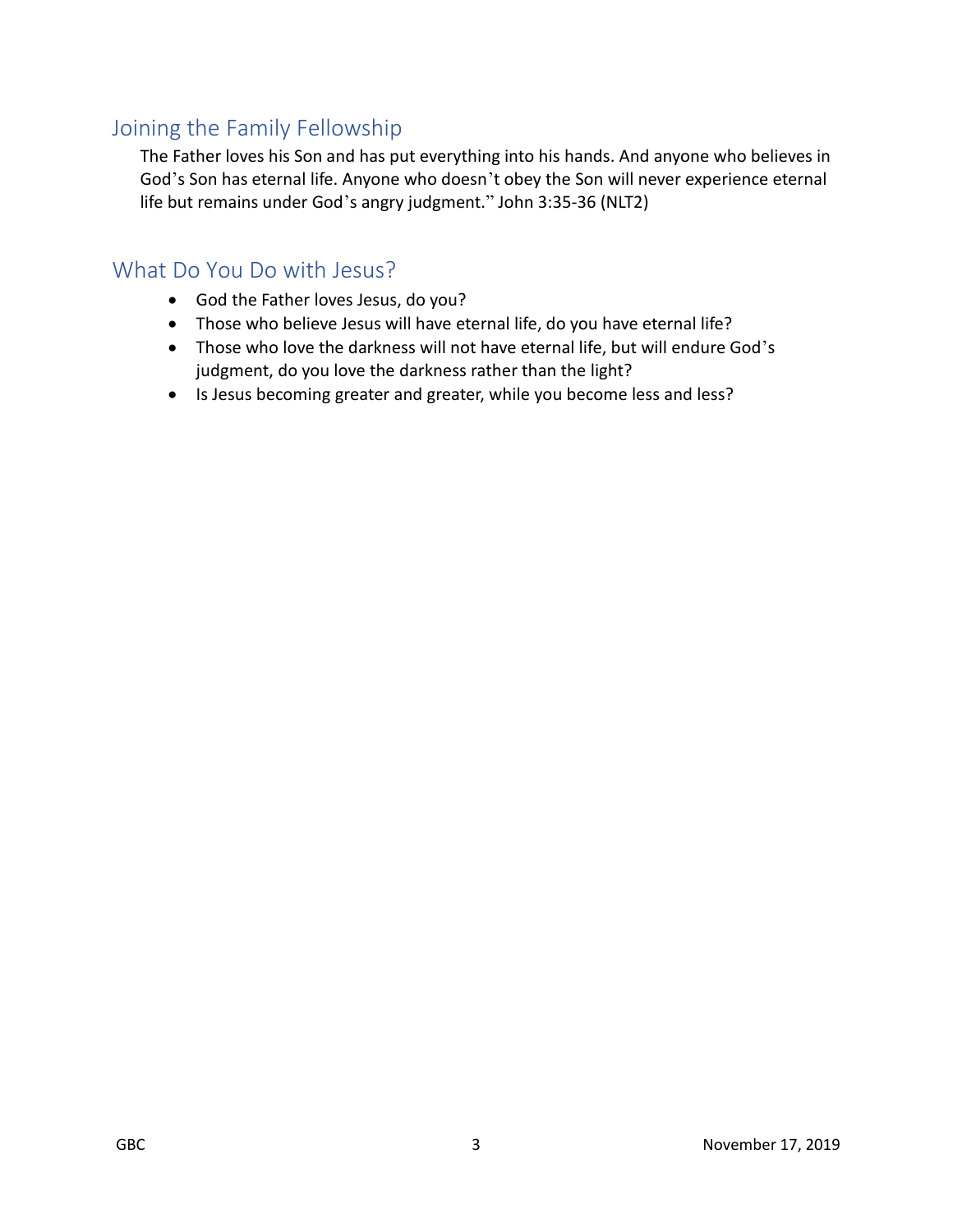## Joining the Family Fellowship

The Father loves his Son and has put everything into his hands. And anyone who believes in God's Son has eternal life. Anyone who doesn't obey the Son will never experience eternal life but remains under God's angry judgment." John 3:35-36 (NLT2)

## What Do You Do with Jesus?

- God the Father loves Jesus, do you?
- Those who believe Jesus will have eternal life, do you have eternal life?
- Those who love the darkness will not have eternal life, but will endure God's judgment, do you love the darkness rather than the light?
- Is Jesus becoming greater and greater, while you become less and less?